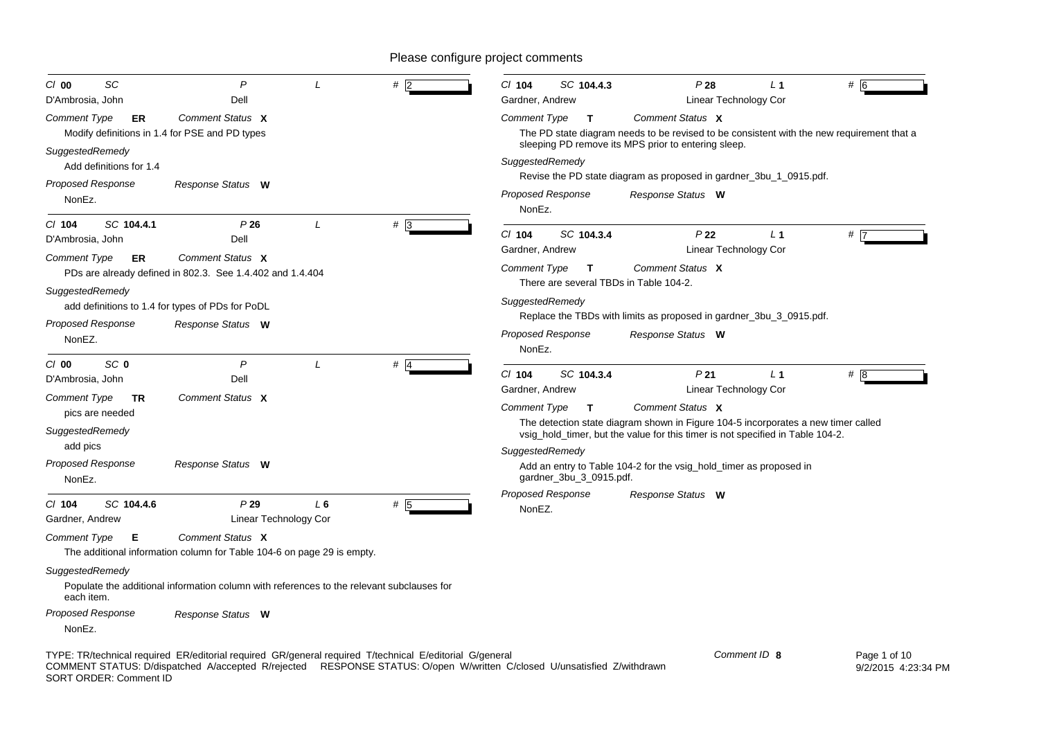Please configure project comments

**Cl 00 SC P L # 2**
D'Ambrosia, John — Dell

*Comment Type* **ER** *Comment Status* **X**

Modify definitions in 1.4 for PSE and PD types

*SuggestedRemedy*

Add definitions for 1.4

*Proposed Response* *Response Status* **W**

NonEz.

---

**Cl 104 SC 104.4.1 P 26 L # 3**
D'Ambrosia, John — Dell

*Comment Type* **ER** *Comment Status* **X**

PDs are already defined in 802.3. See 1.4.402 and 1.4.404

*SuggestedRemedy*

add definitions to 1.4 for types of PDs for PoDL

*Proposed Response* *Response Status* **W**

NonEZ.

---

**Cl 00 SC 0 P L # 4**
D'Ambrosia, John — Dell

*Comment Type* **TR** *Comment Status* **X**

pics are needed

*SuggestedRemedy*

add pics

*Proposed Response* *Response Status* **W**

NonEz.

---

**Cl 104 SC 104.4.6 P 29 L 6 # 5**
Gardner, Andrew — Linear Technology Cor

*Comment Type* **E** *Comment Status* **X**

The additional information column for Table 104-6 on page 29 is empty.

*SuggestedRemedy*

Populate the additional information column with references to the relevant subclauses for each item.

*Proposed Response* *Response Status* **W**

NonEz.

---

**Cl 104 SC 104.4.3 P 28 L 1 # 6**
Gardner, Andrew — Linear Technology Cor

*Comment Type* **T** *Comment Status* **X**

The PD state diagram needs to be revised to be consistent with the new requirement that a sleeping PD remove its MPS prior to entering sleep.

*SuggestedRemedy*

Revise the PD state diagram as proposed in gardner_3bu_1_0915.pdf.

*Proposed Response* *Response Status* **W**

NonEz.

---

**Cl 104 SC 104.3.4 P 22 L 1 # 7**
Gardner, Andrew — Linear Technology Cor

*Comment Type* **T** *Comment Status* **X**

There are several TBDs in Table 104-2.

*SuggestedRemedy*

Replace the TBDs with limits as proposed in gardner_3bu_3_0915.pdf.

*Proposed Response* *Response Status* **W**

NonEz.

---

**Cl 104 SC 104.3.4 P 21 L 1 # 8**
Gardner, Andrew — Linear Technology Cor

*Comment Type* **T** *Comment Status* **X**

The detection state diagram shown in Figure 104-5 incorporates a new timer called vsig_hold_timer, but the value for this timer is not specified in Table 104-2.

*SuggestedRemedy*

Add an entry to Table 104-2 for the vsig_hold_timer as proposed in gardner_3bu_3_0915.pdf.

*Proposed Response* *Response Status* **W**

NonEZ.

---

TYPE: TR/technical required ER/editorial required GR/general required T/technical E/editorial G/general
COMMENT STATUS: D/dispatched A/accepted R/rejected RESPONSE STATUS: O/open W/written C/closed U/unsatisfied Z/withdrawn
SORT ORDER: Comment ID

Comment ID **8**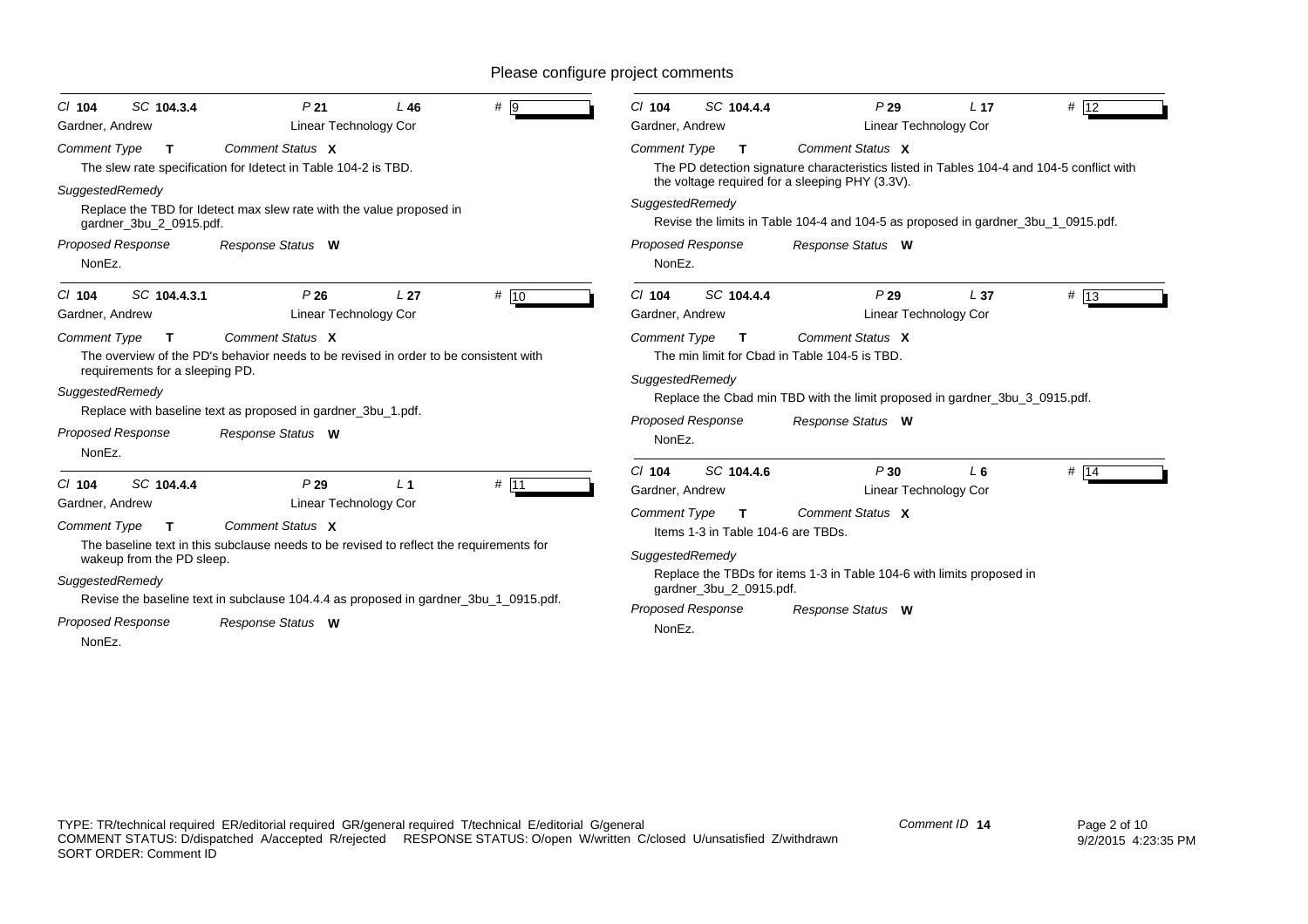Please configure project comments

**Cl** 104 **SC** 104.3.4 **P** 21 **L** 46 **#** 9

Gardner, Andrew — Linear Technology Cor

*Comment Type* **T** *Comment Status* **X**

The slew rate specification for Idetect in Table 104-2 is TBD.

*SuggestedRemedy*

Replace the TBD for Idetect max slew rate with the value proposed in gardner_3bu_2_0915.pdf.

*Proposed Response* *Response Status* **W**

NonEz.

---

**Cl** 104 **SC** 104.4.3.1 **P** 26 **L** 27 **#** 10

Gardner, Andrew — Linear Technology Cor

*Comment Type* **T** *Comment Status* **X**

The overview of the PD's behavior needs to be revised in order to be consistent with requirements for a sleeping PD.

*SuggestedRemedy*

Replace with baseline text as proposed in gardner_3bu_1.pdf.

*Proposed Response* *Response Status* **W**

NonEz.

---

**Cl** 104 **SC** 104.4.4 **P** 29 **L** 1 **#** 11

Gardner, Andrew — Linear Technology Cor

*Comment Type* **T** *Comment Status* **X**

The baseline text in this subclause needs to be revised to reflect the requirements for wakeup from the PD sleep.

*SuggestedRemedy*

Revise the baseline text in subclause 104.4.4 as proposed in gardner_3bu_1_0915.pdf.

*Proposed Response* *Response Status* **W**

NonEz.

---

**Cl** 104 **SC** 104.4.4 **P** 29 **L** 17 **#** 12

Gardner, Andrew — Linear Technology Cor

*Comment Type* **T** *Comment Status* **X**

The PD detection signature characteristics listed in Tables 104-4 and 104-5 conflict with the voltage required for a sleeping PHY (3.3V).

*SuggestedRemedy*

Revise the limits in Table 104-4 and 104-5 as proposed in gardner_3bu_1_0915.pdf.

*Proposed Response* *Response Status* **W**

NonEz.

---

**Cl** 104 **SC** 104.4.4 **P** 29 **L** 37 **#** 13

Gardner, Andrew — Linear Technology Cor

*Comment Type* **T** *Comment Status* **X**

The min limit for Cbad in Table 104-5 is TBD.

*SuggestedRemedy*

Replace the Cbad min TBD with the limit proposed in gardner_3bu_3_0915.pdf.

*Proposed Response* *Response Status* **W**

NonEz.

---

**Cl** 104 **SC** 104.4.6 **P** 30 **L** 6 **#** 14

Gardner, Andrew — Linear Technology Cor

*Comment Type* **T** *Comment Status* **X**

Items 1-3 in Table 104-6 are TBDs.

*SuggestedRemedy*

Replace the TBDs for items 1-3 in Table 104-6 with limits proposed in gardner_3bu_2_0915.pdf.

*Proposed Response* *Response Status* **W**

NonEz.

---

TYPE: TR/technical required ER/editorial required GR/general required T/technical E/editorial G/general
COMMENT STATUS: D/dispatched A/accepted R/rejected RESPONSE STATUS: O/open W/written C/closed U/unsatisfied Z/withdrawn
SORT ORDER: Comment ID

*Comment ID* **14**

9/2/2015 4:23:35 PM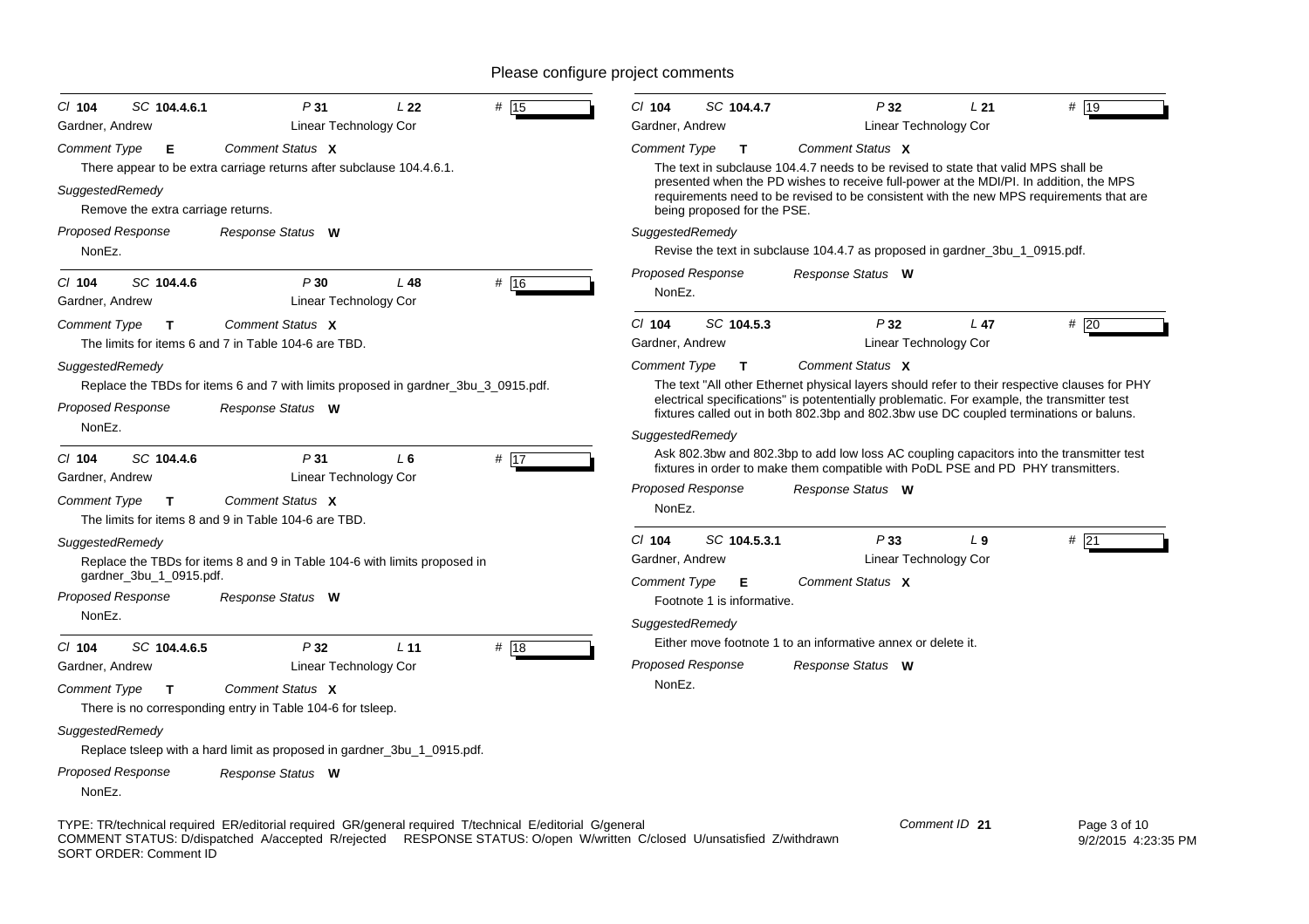Please configure project comments

**Cl 104 SC 104.4.6.1 P 31 L 22 # 15**
Gardner, Andrew — Linear Technology Cor

*Comment Type* **E** *Comment Status* **X**

There appear to be extra carriage returns after subclause 104.4.6.1.

*SuggestedRemedy*

Remove the extra carriage returns.

*Proposed Response* *Response Status* **W**

NonEz.

---

**Cl 104 SC 104.4.6 P 30 L 48 # 16**
Gardner, Andrew — Linear Technology Cor

*Comment Type* **T** *Comment Status* **X**

The limits for items 6 and 7 in Table 104-6 are TBD.

*SuggestedRemedy*

Replace the TBDs for items 6 and 7 with limits proposed in gardner_3bu_3_0915.pdf.

*Proposed Response* *Response Status* **W**

NonEz.

---

**Cl 104 SC 104.4.6 P 31 L 6 # 17**
Gardner, Andrew — Linear Technology Cor

*Comment Type* **T** *Comment Status* **X**

The limits for items 8 and 9 in Table 104-6 are TBD.

*SuggestedRemedy*

Replace the TBDs for items 8 and 9 in Table 104-6 with limits proposed in gardner_3bu_1_0915.pdf.

*Proposed Response* *Response Status* **W**

NonEz.

---

**Cl 104 SC 104.4.6.5 P 32 L 11 # 18**
Gardner, Andrew — Linear Technology Cor

*Comment Type* **T** *Comment Status* **X**

There is no corresponding entry in Table 104-6 for tsleep.

*SuggestedRemedy*

Replace tsleep with a hard limit as proposed in gardner_3bu_1_0915.pdf.

*Proposed Response* *Response Status* **W**

NonEz.

---

**Cl 104 SC 104.4.7 P 32 L 21 # 19**
Gardner, Andrew — Linear Technology Cor

*Comment Type* **T** *Comment Status* **X**

The text in subclause 104.4.7 needs to be revised to state that valid MPS shall be presented when the PD wishes to receive full-power at the MDI/PI. In addition, the MPS requirements need to be revised to be consistent with the new MPS requirements that are being proposed for the PSE.

*SuggestedRemedy*

Revise the text in subclause 104.4.7 as proposed in gardner_3bu_1_0915.pdf.

*Proposed Response* *Response Status* **W**

NonEz.

---

**Cl 104 SC 104.5.3 P 32 L 47 # 20**
Gardner, Andrew — Linear Technology Cor

*Comment Type* **T** *Comment Status* **X**

The text "All other Ethernet physical layers should refer to their respective clauses for PHY electrical specifications" is potententially problematic. For example, the transmitter test fixtures called out in both 802.3bp and 802.3bw use DC coupled terminations or baluns.

*SuggestedRemedy*

Ask 802.3bw and 802.3bp to add low loss AC coupling capacitors into the transmitter test fixtures in order to make them compatible with PoDL PSE and PD PHY transmitters.

*Proposed Response* *Response Status* **W**

NonEz.

---

**Cl 104 SC 104.5.3.1 P 33 L 9 # 21**
Gardner, Andrew — Linear Technology Cor

*Comment Type* **E** *Comment Status* **X**

Footnote 1 is informative.

*SuggestedRemedy*

Either move footnote 1 to an informative annex or delete it.

*Proposed Response* *Response Status* **W**

NonEz.

---

TYPE: TR/technical required ER/editorial required GR/general required T/technical E/editorial G/general
COMMENT STATUS: D/dispatched A/accepted R/rejected RESPONSE STATUS: O/open W/written C/closed U/unsatisfied Z/withdrawn
SORT ORDER: Comment ID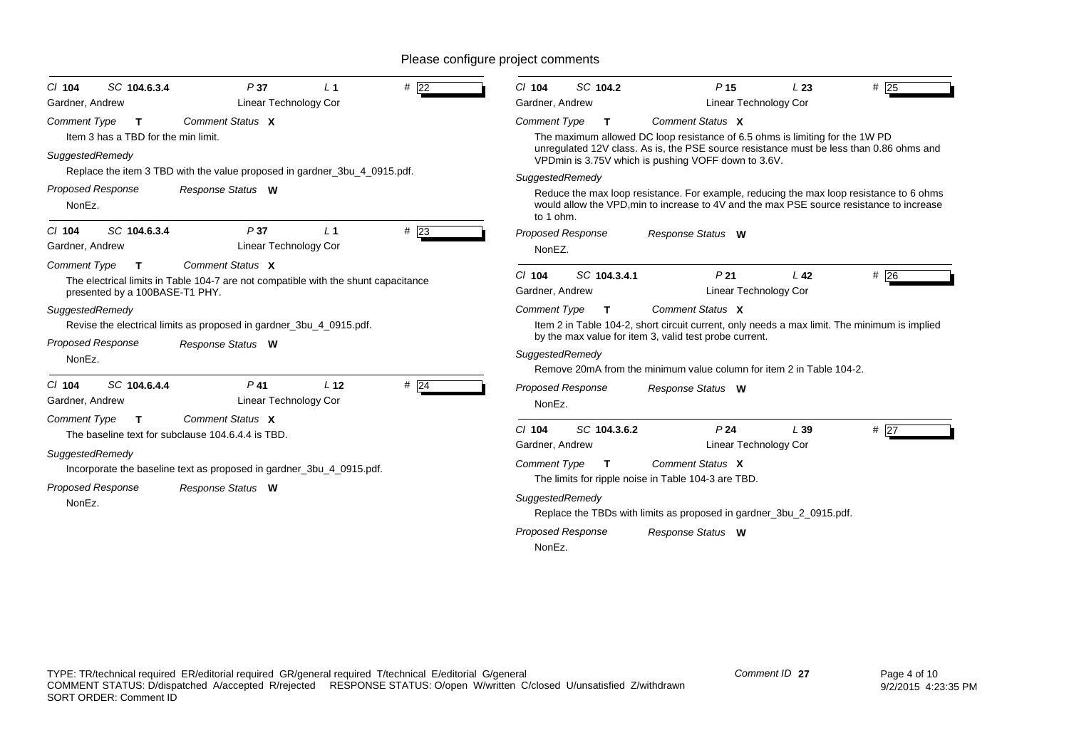# Please configure project comments

**Cl** 104 **SC** 104.6.3.4 **P** 37 **L** 1 **#** 22

Gardner, Andrew — Linear Technology Cor

*Comment Type* **T** *Comment Status* **X**

Item 3 has a TBD for the min limit.

*SuggestedRemedy*

Replace the item 3 TBD with the value proposed in gardner_3bu_4_0915.pdf.

*Proposed Response* *Response Status* **W**

NonEz.

---

**Cl** 104 **SC** 104.6.3.4 **P** 37 **L** 1 **#** 23

Gardner, Andrew — Linear Technology Cor

*Comment Type* **T** *Comment Status* **X**

The electrical limits in Table 104-7 are not compatible with the shunt capacitance presented by a 100BASE-T1 PHY.

*SuggestedRemedy*

Revise the electrical limits as proposed in gardner_3bu_4_0915.pdf.

*Proposed Response* *Response Status* **W**

NonEz.

---

**Cl** 104 **SC** 104.6.4.4 **P** 41 **L** 12 **#** 24

Gardner, Andrew — Linear Technology Cor

*Comment Type* **T** *Comment Status* **X**

The baseline text for subclause 104.6.4.4 is TBD.

*SuggestedRemedy*

Incorporate the baseline text as proposed in gardner_3bu_4_0915.pdf.

*Proposed Response* *Response Status* **W**

NonEz.

---

**Cl** 104 **SC** 104.2 **P** 15 **L** 23 **#** 25

Gardner, Andrew — Linear Technology Cor

*Comment Type* **T** *Comment Status* **X**

The maximum allowed DC loop resistance of 6.5 ohms is limiting for the 1W PD unregulated 12V class. As is, the PSE source resistance must be less than 0.86 ohms and VPDmin is 3.75V which is pushing VOFF down to 3.6V.

*SuggestedRemedy*

Reduce the max loop resistance. For example, reducing the max loop resistance to 6 ohms would allow the VPD,min to increase to 4V and the max PSE source resistance to increase to 1 ohm.

*Proposed Response* *Response Status* **W**

NonEZ.

---

**Cl** 104 **SC** 104.3.4.1 **P** 21 **L** 42 **#** 26

Gardner, Andrew — Linear Technology Cor

*Comment Type* **T** *Comment Status* **X**

Item 2 in Table 104-2, short circuit current, only needs a max limit. The minimum is implied by the max value for item 3, valid test probe current.

*SuggestedRemedy*

Remove 20mA from the minimum value column for item 2 in Table 104-2.

*Proposed Response* *Response Status* **W**

NonEz.

---

**Cl** 104 **SC** 104.3.6.2 **P** 24 **L** 39 **#** 27

Gardner, Andrew — Linear Technology Cor

*Comment Type* **T** *Comment Status* **X**

The limits for ripple noise in Table 104-3 are TBD.

*SuggestedRemedy*

Replace the TBDs with limits as proposed in gardner_3bu_2_0915.pdf.

*Proposed Response* *Response Status* **W**

NonEz.

---

TYPE: TR/technical required ER/editorial required GR/general required T/technical E/editorial G/general
COMMENT STATUS: D/dispatched A/accepted R/rejected RESPONSE STATUS: O/open W/written C/closed U/unsatisfied Z/withdrawn
SORT ORDER: Comment ID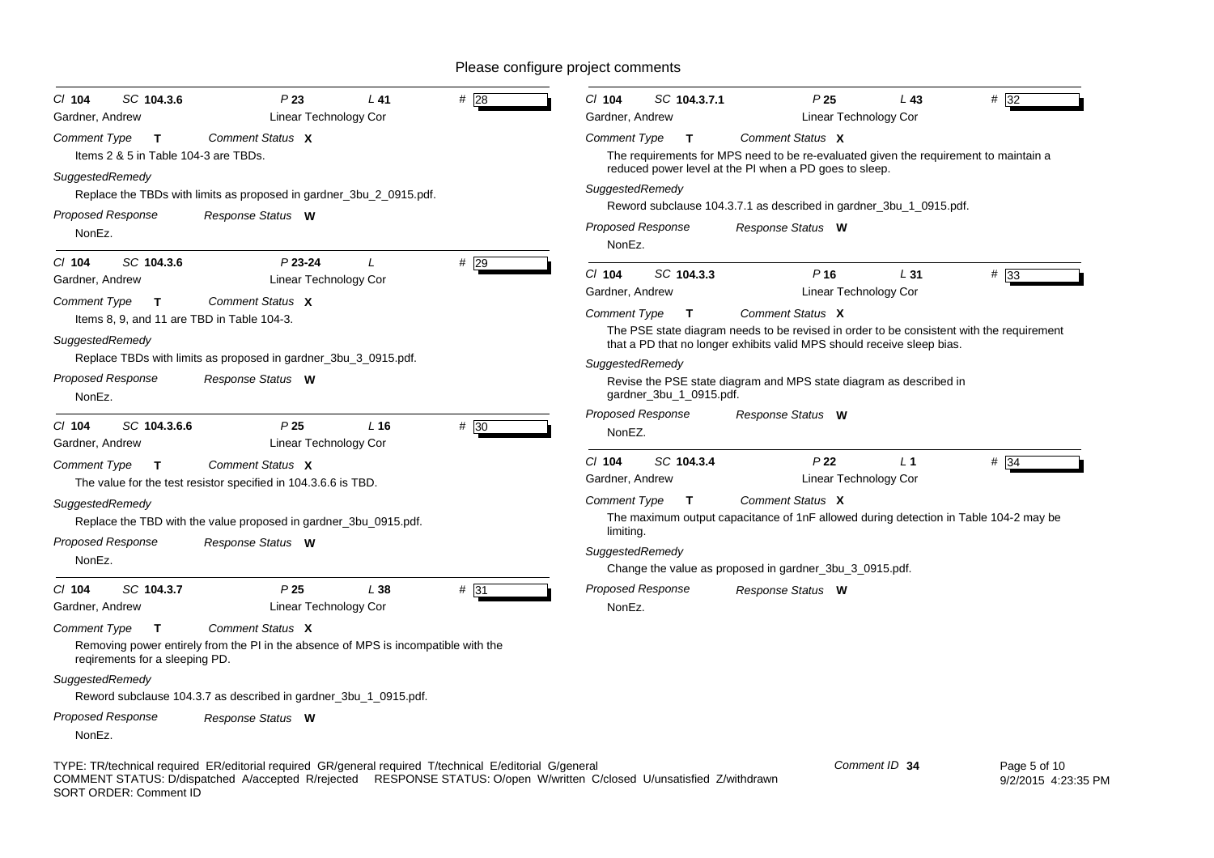Please configure project comments

Cl 104 SC 104.3.6 P 23 L 41 # 28

Gardner, Andrew Linear Technology Cor

*Comment Type* **T** *Comment Status* **X**

Items 2 & 5 in Table 104-3 are TBDs.

*SuggestedRemedy*

Replace the TBDs with limits as proposed in gardner_3bu_2_0915.pdf.

*Proposed Response* *Response Status* **W**

NonEz.

---

Cl 104 SC 104.3.6 P 23-24 L # 29

Gardner, Andrew Linear Technology Cor

*Comment Type* **T** *Comment Status* **X**

Items 8, 9, and 11 are TBD in Table 104-3.

*SuggestedRemedy*

Replace TBDs with limits as proposed in gardner_3bu_3_0915.pdf.

*Proposed Response* *Response Status* **W**

NonEz.

---

Cl 104 SC 104.3.6.6 P 25 L 16 # 30

Gardner, Andrew Linear Technology Cor

*Comment Type* **T** *Comment Status* **X**

The value for the test resistor specified in 104.3.6.6 is TBD.

*SuggestedRemedy*

Replace the TBD with the value proposed in gardner_3bu_0915.pdf.

*Proposed Response* *Response Status* **W**

NonEz.

---

Cl 104 SC 104.3.7 P 25 L 38 # 31

Gardner, Andrew Linear Technology Cor

*Comment Type* **T** *Comment Status* **X**

Removing power entirely from the PI in the absence of MPS is incompatible with the reqirements for a sleeping PD.

*SuggestedRemedy*

Reword subclause 104.3.7 as described in gardner_3bu_1_0915.pdf.

*Proposed Response* *Response Status* **W**

NonEz.

---

Cl 104 SC 104.3.7.1 P 25 L 43 # 32

Gardner, Andrew Linear Technology Cor

*Comment Type* **T** *Comment Status* **X**

The requirements for MPS need to be re-evaluated given the requirement to maintain a reduced power level at the PI when a PD goes to sleep.

*SuggestedRemedy*

Reword subclause 104.3.7.1 as described in gardner_3bu_1_0915.pdf.

*Proposed Response* *Response Status* **W**

NonEz.

---

Cl 104 SC 104.3.3 P 16 L 31 # 33

Gardner, Andrew Linear Technology Cor

*Comment Type* **T** *Comment Status* **X**

The PSE state diagram needs to be revised in order to be consistent with the requirement that a PD that no longer exhibits valid MPS should receive sleep bias.

*SuggestedRemedy*

Revise the PSE state diagram and MPS state diagram as described in gardner_3bu_1_0915.pdf.

*Proposed Response* *Response Status* **W**

NonEZ.

---

Cl 104 SC 104.3.4 P 22 L 1 # 34

Gardner, Andrew Linear Technology Cor

*Comment Type* **T** *Comment Status* **X**

The maximum output capacitance of 1nF allowed during detection in Table 104-2 may be limiting.

*SuggestedRemedy*

Change the value as proposed in gardner_3bu_3_0915.pdf.

*Proposed Response* *Response Status* **W**

NonEz.

---

TYPE: TR/technical required ER/editorial required GR/general required T/technical E/editorial G/general
COMMENT STATUS: D/dispatched A/accepted R/rejected RESPONSE STATUS: O/open W/written C/closed U/unsatisfied Z/withdrawn
SORT ORDER: Comment ID

Comment ID 34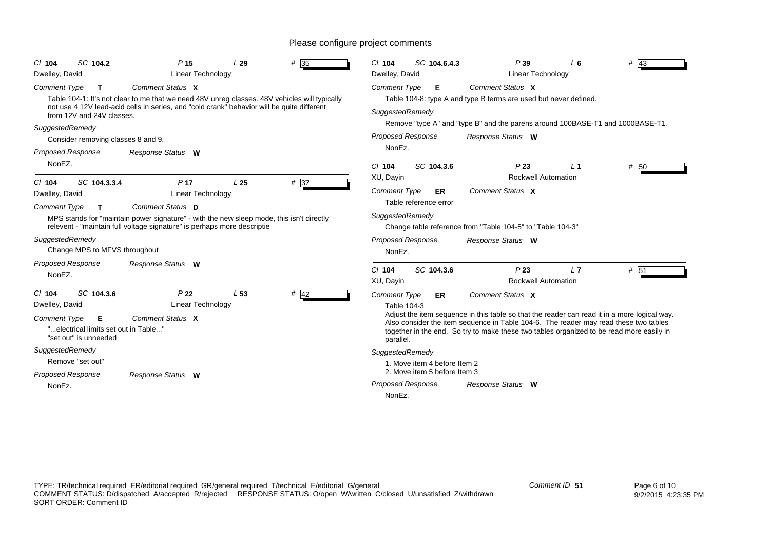# Please configure project comments

---

**Cl** 104 **SC** 104.2 **P** 15 **L** 29 **#** 35

Dwelley, David — Linear Technology

*Comment Type* **T** *Comment Status* **X**

Table 104-1: It's not clear to me that we need 48V unreg classes. 48V vehicles will typically not use 4 12V lead-acid cells in series, and "cold crank" behavior will be quite different from 12V and 24V classes.

*SuggestedRemedy*

Consider removing classes 8 and 9.

*Proposed Response* *Response Status* **W**

NonEZ.

---

**Cl** 104 **SC** 104.3.3.4 **P** 17 **L** 25 **#** 37

Dwelley, David — Linear Technology

*Comment Type* **T** *Comment Status* **D**

MPS stands for "maintain power signature" - with the new sleep mode, this isn't directly relevent - "maintain full voltage signature" is perhaps more descriptie

*SuggestedRemedy*

Change MPS to MFVS throughout

*Proposed Response* *Response Status* **W**

NonEZ.

---

**Cl** 104 **SC** 104.3.6 **P** 22 **L** 53 **#** 42

Dwelley, David — Linear Technology

*Comment Type* **E** *Comment Status* **X**

"...electrical limits set out in Table..."
"set out" is unneeded

*SuggestedRemedy*

Remove "set out"

*Proposed Response* *Response Status* **W**

NonEz.

---

**Cl** 104 **SC** 104.6.4.3 **P** 39 **L** 6 **#** 43

Dwelley, David — Linear Technology

*Comment Type* **E** *Comment Status* **X**

Table 104-8: type A and type B terms are used but never defined.

*SuggestedRemedy*

Remove "type A" and "type B" and the parens around 100BASE-T1 and 1000BASE-T1.

*Proposed Response* *Response Status* **W**

NonEz.

---

**Cl** 104 **SC** 104.3.6 **P** 23 **L** 1 **#** 50

XU, Dayin — Rockwell Automation

*Comment Type* **ER** *Comment Status* **X**

Table reference error

*SuggestedRemedy*

Change table reference from "Table 104-5" to "Table 104-3"

*Proposed Response* *Response Status* **W**

NonEz.

---

**Cl** 104 **SC** 104.3.6 **P** 23 **L** 7 **#** 51

XU, Dayin — Rockwell Automation

*Comment Type* **ER** *Comment Status* **X**

Table 104-3
Adjust the item sequence in this table so that the reader can read it in a more logical way. Also consider the item sequence in Table 104-6. The reader may read these two tables together in the end. So try to make these two tables organized to be read more easily in parallel.

*SuggestedRemedy*

1. Move item 4 before Item 2
2. Move item 5 before Item 3

*Proposed Response* *Response Status* **W**

NonEz.

---

TYPE: TR/technical required ER/editorial required GR/general required T/technical E/editorial G/general
COMMENT STATUS: D/dispatched A/accepted R/rejected RESPONSE STATUS: O/open W/written C/closed U/unsatisfied Z/withdrawn
SORT ORDER: Comment ID

Comment ID 51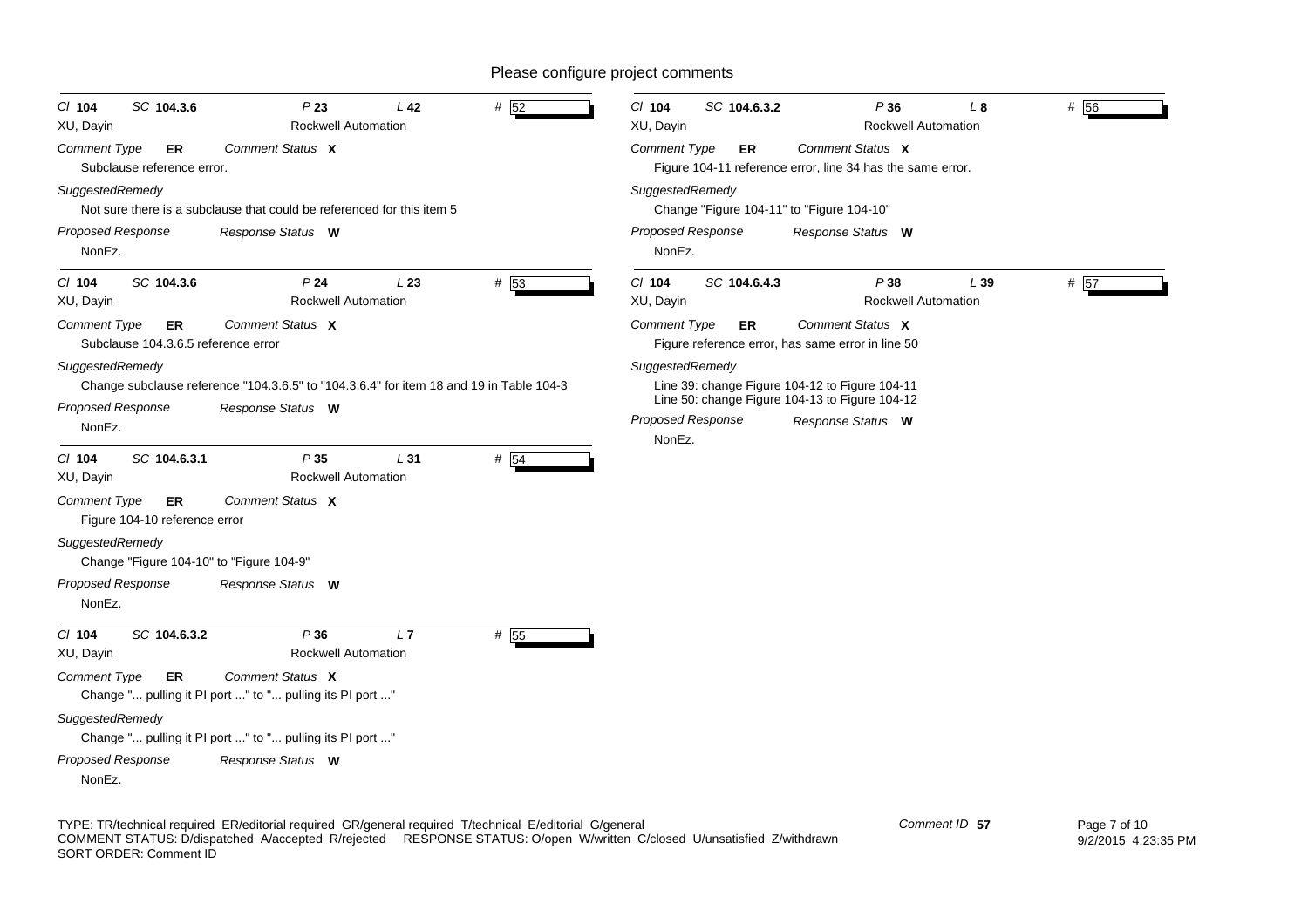Please configure project comments

**Cl** 104 **SC** 104.3.6 **P** 23 **L** 42 **#** 52
XU, Dayin — Rockwell Automation

*Comment Type* **ER** *Comment Status* **X**
Subclause reference error.

*SuggestedRemedy*
Not sure there is a subclause that could be referenced for this item 5

*Proposed Response* *Response Status* **W**
NonEz.

---

**Cl** 104 **SC** 104.3.6 **P** 24 **L** 23 **#** 53
XU, Dayin — Rockwell Automation

*Comment Type* **ER** *Comment Status* **X**
Subclause 104.3.6.5 reference error

*SuggestedRemedy*
Change subclause reference "104.3.6.5" to "104.3.6.4" for item 18 and 19 in Table 104-3

*Proposed Response* *Response Status* **W**
NonEz.

---

**Cl** 104 **SC** 104.6.3.1 **P** 35 **L** 31 **#** 54
XU, Dayin — Rockwell Automation

*Comment Type* **ER** *Comment Status* **X**
Figure 104-10 reference error

*SuggestedRemedy*
Change "Figure 104-10" to "Figure 104-9"

*Proposed Response* *Response Status* **W**
NonEz.

---

**Cl** 104 **SC** 104.6.3.2 **P** 36 **L** 7 **#** 55
XU, Dayin — Rockwell Automation

*Comment Type* **ER** *Comment Status* **X**
Change "... pulling it PI port ..." to "... pulling its PI port ..."

*SuggestedRemedy*
Change "... pulling it PI port ..." to "... pulling its PI port ..."

*Proposed Response* *Response Status* **W**
NonEz.

---

**Cl** 104 **SC** 104.6.3.2 **P** 36 **L** 8 **#** 56
XU, Dayin — Rockwell Automation

*Comment Type* **ER** *Comment Status* **X**
Figure 104-11 reference error, line 34 has the same error.

*SuggestedRemedy*
Change "Figure 104-11" to "Figure 104-10"

*Proposed Response* *Response Status* **W**
NonEz.

---

**Cl** 104 **SC** 104.6.4.3 **P** 38 **L** 39 **#** 57
XU, Dayin — Rockwell Automation

*Comment Type* **ER** *Comment Status* **X**
Figure reference error, has same error in line 50

*SuggestedRemedy*
Line 39: change Figure 104-12 to Figure 104-11
Line 50: change Figure 104-13 to Figure 104-12

*Proposed Response* *Response Status* **W**
NonEz.

---

TYPE: TR/technical required ER/editorial required GR/general required T/technical E/editorial G/general
COMMENT STATUS: D/dispatched A/accepted R/rejected RESPONSE STATUS: O/open W/written C/closed U/unsatisfied Z/withdrawn
SORT ORDER: Comment ID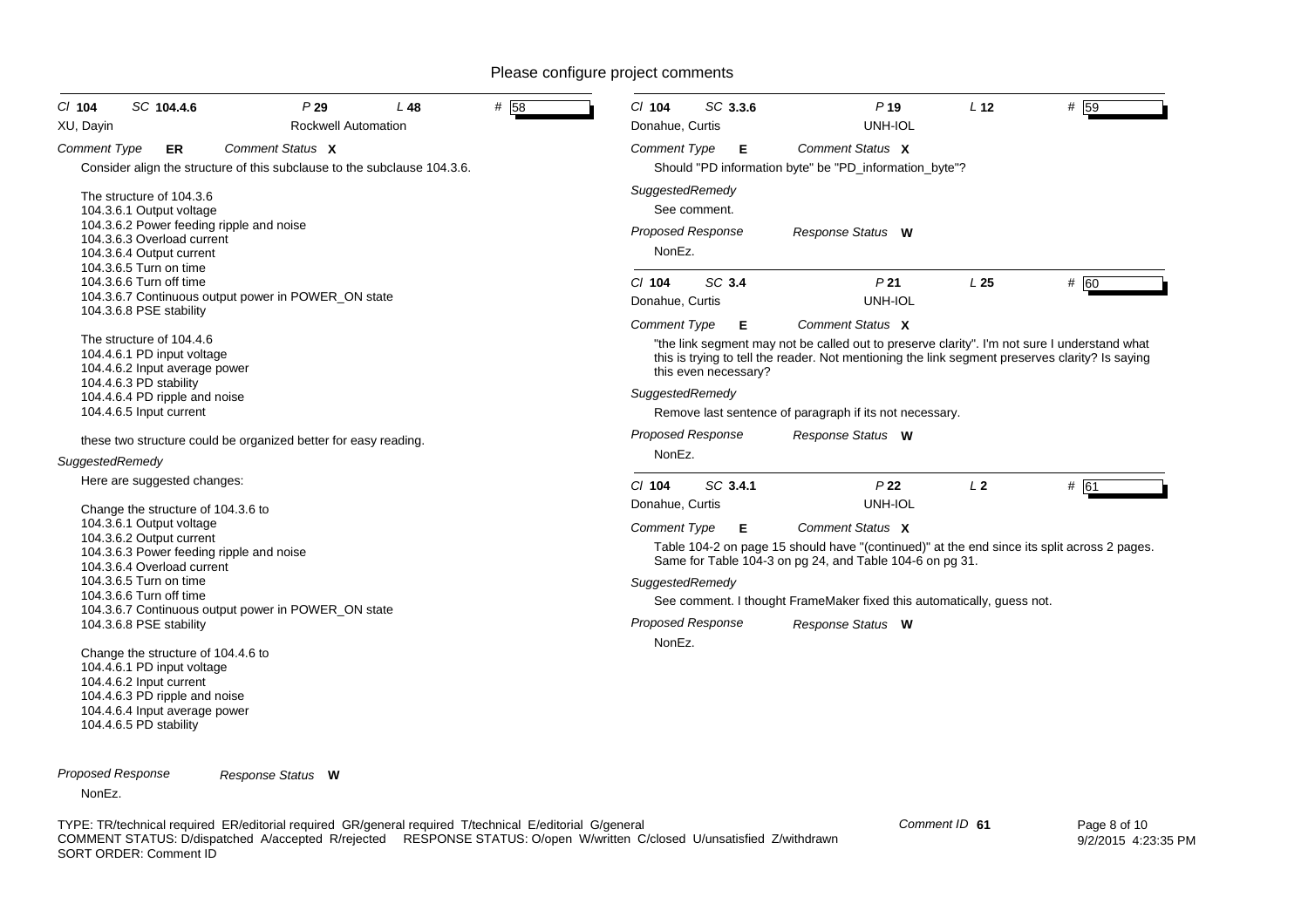# Please configure project comments

**Cl** 104 **SC** 104.4.6 **P** 29 **L** 48 **#** 58

XU, Dayin — Rockwell Automation

*Comment Type* **ER** *Comment Status* **X**

Consider align the structure of this subclause to the subclause 104.3.6.

The structure of 104.3.6
104.3.6.1 Output voltage
104.3.6.2 Power feeding ripple and noise
104.3.6.3 Overload current
104.3.6.4 Output current
104.3.6.5 Turn on time
104.3.6.6 Turn off time
104.3.6.7 Continuous output power in POWER_ON state
104.3.6.8 PSE stability

The structure of 104.4.6
104.4.6.1 PD input voltage
104.4.6.2 Input average power
104.4.6.3 PD stability
104.4.6.4 PD ripple and noise
104.4.6.5 Input current

these two structure could be organized better for easy reading.

*SuggestedRemedy*

Here are suggested changes:

Change the structure of 104.3.6 to
104.3.6.1 Output voltage
104.3.6.2 Output current
104.3.6.3 Power feeding ripple and noise
104.3.6.4 Overload current
104.3.6.5 Turn on time
104.3.6.6 Turn off time
104.3.6.7 Continuous output power in POWER_ON state
104.3.6.8 PSE stability

Change the structure of 104.4.6 to
104.4.6.1 PD input voltage
104.4.6.2 Input current
104.4.6.3 PD ripple and noise
104.4.6.4 Input average power
104.4.6.5 PD stability

*Proposed Response* *Response Status* **W**

NonEz.

---

**Cl** 104 **SC** 3.3.6 **P** 19 **L** 12 **#** 59

Donahue, Curtis — UNH-IOL

*Comment Type* **E** *Comment Status* **X**

Should "PD information byte" be "PD_information_byte"?

*SuggestedRemedy*

See comment.

*Proposed Response* *Response Status* **W**

NonEz.

---

**Cl** 104 **SC** 3.4 **P** 21 **L** 25 **#** 60

Donahue, Curtis — UNH-IOL

*Comment Type* **E** *Comment Status* **X**

"the link segment may not be called out to preserve clarity". I'm not sure I understand what this is trying to tell the reader. Not mentioning the link segment preserves clarity? Is saying this even necessary?

*SuggestedRemedy*

Remove last sentence of paragraph if its not necessary.

*Proposed Response* *Response Status* **W**

NonEz.

---

**Cl** 104 **SC** 3.4.1 **P** 22 **L** 2 **#** 61

Donahue, Curtis — UNH-IOL

*Comment Type* **E** *Comment Status* **X**

Table 104-2 on page 15 should have "(continued)" at the end since its split across 2 pages. Same for Table 104-3 on pg 24, and Table 104-6 on pg 31.

*SuggestedRemedy*

See comment. I thought FrameMaker fixed this automatically, guess not.

*Proposed Response* *Response Status* **W**

NonEz.

---

TYPE: TR/technical required ER/editorial required GR/general required T/technical E/editorial G/general
COMMENT STATUS: D/dispatched A/accepted R/rejected RESPONSE STATUS: O/open W/written C/closed U/unsatisfied Z/withdrawn
SORT ORDER: Comment ID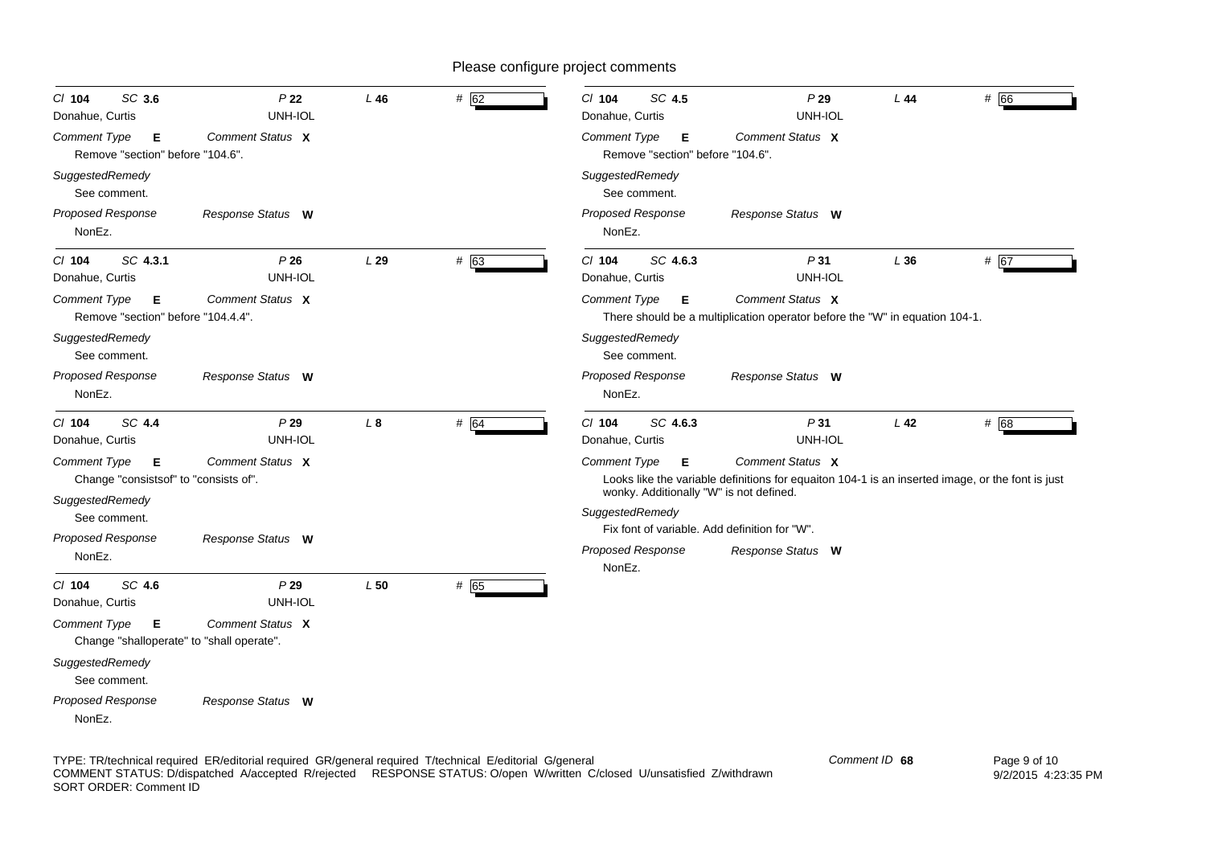Please configure project comments

**Cl 104 SC 3.6 P 22 L 46 # 62**
Donahue, Curtis — UNH-IOL

*Comment Type* **E** *Comment Status* **X**

Remove "section" before "104.6".

*SuggestedRemedy*

See comment.

*Proposed Response* *Response Status* **W**

NonEz.

---

**Cl 104 SC 4.3.1 P 26 L 29 # 63**
Donahue, Curtis — UNH-IOL

*Comment Type* **E** *Comment Status* **X**

Remove "section" before "104.4.4".

*SuggestedRemedy*

See comment.

*Proposed Response* *Response Status* **W**

NonEz.

---

**Cl 104 SC 4.4 P 29 L 8 # 64**
Donahue, Curtis — UNH-IOL

*Comment Type* **E** *Comment Status* **X**

Change "consistsof" to "consists of".

*SuggestedRemedy*

See comment.

*Proposed Response* *Response Status* **W**

NonEz.

---

**Cl 104 SC 4.6 P 29 L 50 # 65**
Donahue, Curtis — UNH-IOL

*Comment Type* **E** *Comment Status* **X**

Change "shalloperate" to "shall operate".

*SuggestedRemedy*

See comment.

*Proposed Response* *Response Status* **W**

NonEz.

---

**Cl 104 SC 4.5 P 29 L 44 # 66**
Donahue, Curtis — UNH-IOL

*Comment Type* **E** *Comment Status* **X**

Remove "section" before "104.6".

*SuggestedRemedy*

See comment.

*Proposed Response* *Response Status* **W**

NonEz.

---

**Cl 104 SC 4.6.3 P 31 L 36 # 67**
Donahue, Curtis — UNH-IOL

*Comment Type* **E** *Comment Status* **X**

There should be a multiplication operator before the "W" in equation 104-1.

*SuggestedRemedy*

See comment.

*Proposed Response* *Response Status* **W**

NonEz.

---

**Cl 104 SC 4.6.3 P 31 L 42 # 68**
Donahue, Curtis — UNH-IOL

*Comment Type* **E** *Comment Status* **X**

Looks like the variable definitions for equaiton 104-1 is an inserted image, or the font is just wonky. Additionally "W" is not defined.

*SuggestedRemedy*

Fix font of variable. Add definition for "W".

*Proposed Response* *Response Status* **W**

NonEz.

---

TYPE: TR/technical required ER/editorial required GR/general required T/technical E/editorial G/general
COMMENT STATUS: D/dispatched A/accepted R/rejected RESPONSE STATUS: O/open W/written C/closed U/unsatisfied Z/withdrawn
SORT ORDER: Comment ID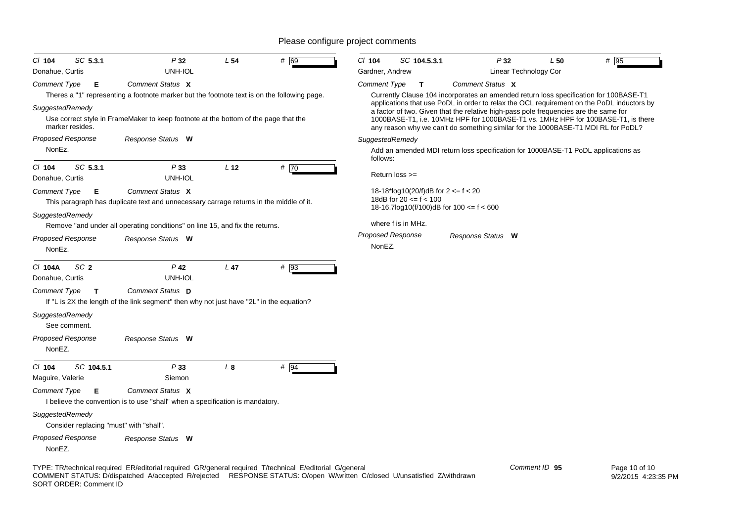Please configure project comments

**Cl** 104 **SC** 5.3.1 **P** 32 **L** 54 **#** 69

Donahue, Curtis — UNH-IOL

*Comment Type* **E** *Comment Status* **X**

Theres a "1" representing a footnote marker but the footnote text is on the following page.

*SuggestedRemedy*

Use correct style in FrameMaker to keep footnote at the bottom of the page that the marker resides.

*Proposed Response* *Response Status* **W**

NonEz.

---

**Cl** 104 **SC** 5.3.1 **P** 33 **L** 12 **#** 70

Donahue, Curtis — UNH-IOL

*Comment Type* **E** *Comment Status* **X**

This paragraph has duplicate text and unnecessary carrage returns in the middle of it.

*SuggestedRemedy*

Remove "and under all operating conditions" on line 15, and fix the returns.

*Proposed Response* *Response Status* **W**

NonEz.

---

**Cl** 104A **SC** 2 **P** 42 **L** 47 **#** 93

Donahue, Curtis — UNH-IOL

*Comment Type* **T** *Comment Status* **D**

If "L is 2X the length of the link segment" then why not just have "2L" in the equation?

*SuggestedRemedy*

See comment.

*Proposed Response* *Response Status* **W**

NonEZ.

---

**Cl** 104 **SC** 104.5.1 **P** 33 **L** 8 **#** 94

Maguire, Valerie — Siemon

*Comment Type* **E** *Comment Status* **X**

I believe the convention is to use "shall" when a specification is mandatory.

*SuggestedRemedy*

Consider replacing "must" with "shall".

*Proposed Response* *Response Status* **W**

NonEZ.

---

**Cl** 104 **SC** 104.5.3.1 **P** 32 **L** 50 **#** 95

Gardner, Andrew — Linear Technology Cor

*Comment Type* **T** *Comment Status* **X**

Currently Clause 104 incorporates an amended return loss specification for 100BASE-T1 applications that use PoDL in order to relax the OCL requirement on the PoDL inductors by a factor of two. Given that the relative high-pass pole frequencies are the same for 1000BASE-T1, i.e. 10MHz HPF for 1000BASE-T1 vs. 1MHz HPF for 100BASE-T1, is there any reason why we can't do something similar for the 1000BASE-T1 MDI RL for PoDL?

*SuggestedRemedy*

Add an amended MDI return loss specification for 1000BASE-T1 PoDL applications as follows:

Return loss >=

18-18*log10(20/f)dB for 2 <= f < 20
18dB for 20 <= f < 100
18-16.7log10(f/100)dB for 100 <= f < 600

where f is in MHz.

*Proposed Response* *Response Status* **W**

NonEZ.

---

TYPE: TR/technical required ER/editorial required GR/general required T/technical E/editorial G/general
COMMENT STATUS: D/dispatched A/accepted R/rejected RESPONSE STATUS: O/open W/written C/closed U/unsatisfied Z/withdrawn
SORT ORDER: Comment ID

Comment ID 95